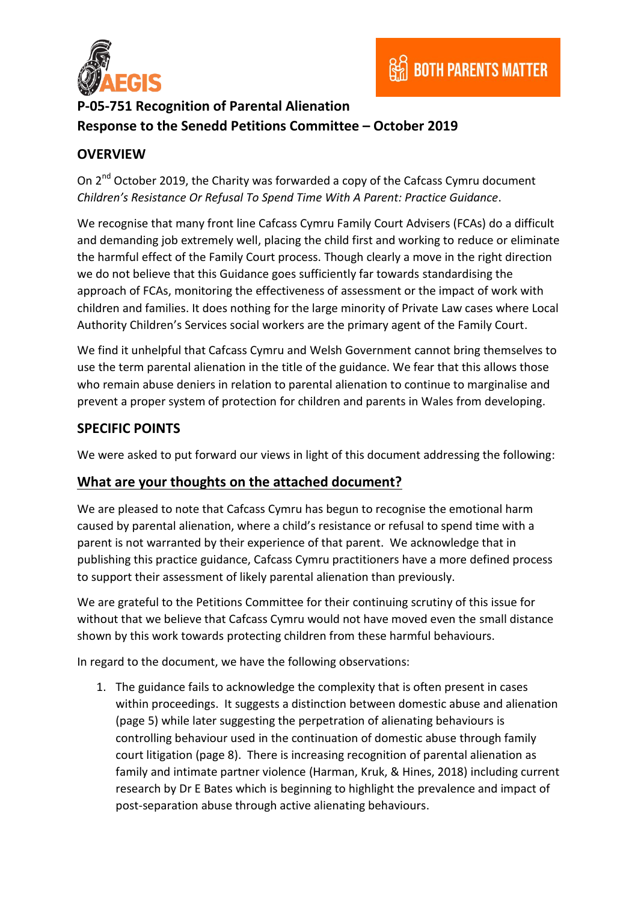AEGIS

BOTH PARENTS MATTER

# P-05-751 Recognition of Parental Alienation
# Response to the Senedd Petitions Committee – October 2019

## OVERVIEW

On 2nd October 2019, the Charity was forwarded a copy of the Cafcass Cymru document *Children's Resistance Or Refusal To Spend Time With A Parent: Practice Guidance*.

We recognise that many front line Cafcass Cymru Family Court Advisers (FCAs) do a difficult and demanding job extremely well, placing the child first and working to reduce or eliminate the harmful effect of the Family Court process. Though clearly a move in the right direction we do not believe that this Guidance goes sufficiently far towards standardising the approach of FCAs, monitoring the effectiveness of assessment or the impact of work with children and families. It does nothing for the large minority of Private Law cases where Local Authority Children's Services social workers are the primary agent of the Family Court.

We find it unhelpful that Cafcass Cymru and Welsh Government cannot bring themselves to use the term parental alienation in the title of the guidance. We fear that this allows those who remain abuse deniers in relation to parental alienation to continue to marginalise and prevent a proper system of protection for children and parents in Wales from developing.

## SPECIFIC POINTS

We were asked to put forward our views in light of this document addressing the following:

### <u>What are your thoughts on the attached document?</u>

We are pleased to note that Cafcass Cymru has begun to recognise the emotional harm caused by parental alienation, where a child's resistance or refusal to spend time with a parent is not warranted by their experience of that parent. We acknowledge that in publishing this practice guidance, Cafcass Cymru practitioners have a more defined process to support their assessment of likely parental alienation than previously.

We are grateful to the Petitions Committee for their continuing scrutiny of this issue for without that we believe that Cafcass Cymru would not have moved even the small distance shown by this work towards protecting children from these harmful behaviours.

In regard to the document, we have the following observations:

1. The guidance fails to acknowledge the complexity that is often present in cases within proceedings. It suggests a distinction between domestic abuse and alienation (page 5) while later suggesting the perpetration of alienating behaviours is controlling behaviour used in the continuation of domestic abuse through family court litigation (page 8). There is increasing recognition of parental alienation as family and intimate partner violence (Harman, Kruk, & Hines, 2018) including current research by Dr E Bates which is beginning to highlight the prevalence and impact of post-separation abuse through active alienating behaviours.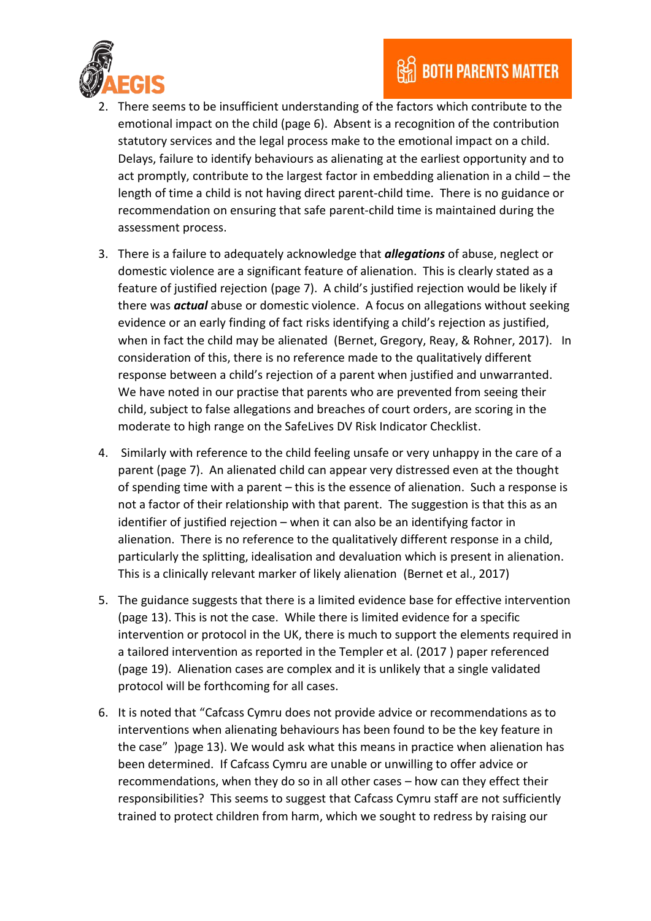2. There seems to be insufficient understanding of the factors which contribute to the emotional impact on the child (page 6). Absent is a recognition of the contribution statutory services and the legal process make to the emotional impact on a child. Delays, failure to identify behaviours as alienating at the earliest opportunity and to act promptly, contribute to the largest factor in embedding alienation in a child – the length of time a child is not having direct parent-child time. There is no guidance or recommendation on ensuring that safe parent-child time is maintained during the assessment process.

3. There is a failure to adequately acknowledge that ***allegations*** of abuse, neglect or domestic violence are a significant feature of alienation. This is clearly stated as a feature of justified rejection (page 7). A child's justified rejection would be likely if there was ***actual*** abuse or domestic violence. A focus on allegations without seeking evidence or an early finding of fact risks identifying a child's rejection as justified, when in fact the child may be alienated (Bernet, Gregory, Reay, & Rohner, 2017). In consideration of this, there is no reference made to the qualitatively different response between a child's rejection of a parent when justified and unwarranted. We have noted in our practise that parents who are prevented from seeing their child, subject to false allegations and breaches of court orders, are scoring in the moderate to high range on the SafeLives DV Risk Indicator Checklist.

4. Similarly with reference to the child feeling unsafe or very unhappy in the care of a parent (page 7). An alienated child can appear very distressed even at the thought of spending time with a parent – this is the essence of alienation. Such a response is not a factor of their relationship with that parent. The suggestion is that this as an identifier of justified rejection – when it can also be an identifying factor in alienation. There is no reference to the qualitatively different response in a child, particularly the splitting, idealisation and devaluation which is present in alienation. This is a clinically relevant marker of likely alienation (Bernet et al., 2017)

5. The guidance suggests that there is a limited evidence base for effective intervention (page 13). This is not the case. While there is limited evidence for a specific intervention or protocol in the UK, there is much to support the elements required in a tailored intervention as reported in the Templer et al. (2017 ) paper referenced (page 19). Alienation cases are complex and it is unlikely that a single validated protocol will be forthcoming for all cases.

6. It is noted that "Cafcass Cymru does not provide advice or recommendations as to interventions when alienating behaviours has been found to be the key feature in the case" )page 13). We would ask what this means in practice when alienation has been determined. If Cafcass Cymru are unable or unwilling to offer advice or recommendations, when they do so in all other cases – how can they effect their responsibilities? This seems to suggest that Cafcass Cymru staff are not sufficiently trained to protect children from harm, which we sought to redress by raising our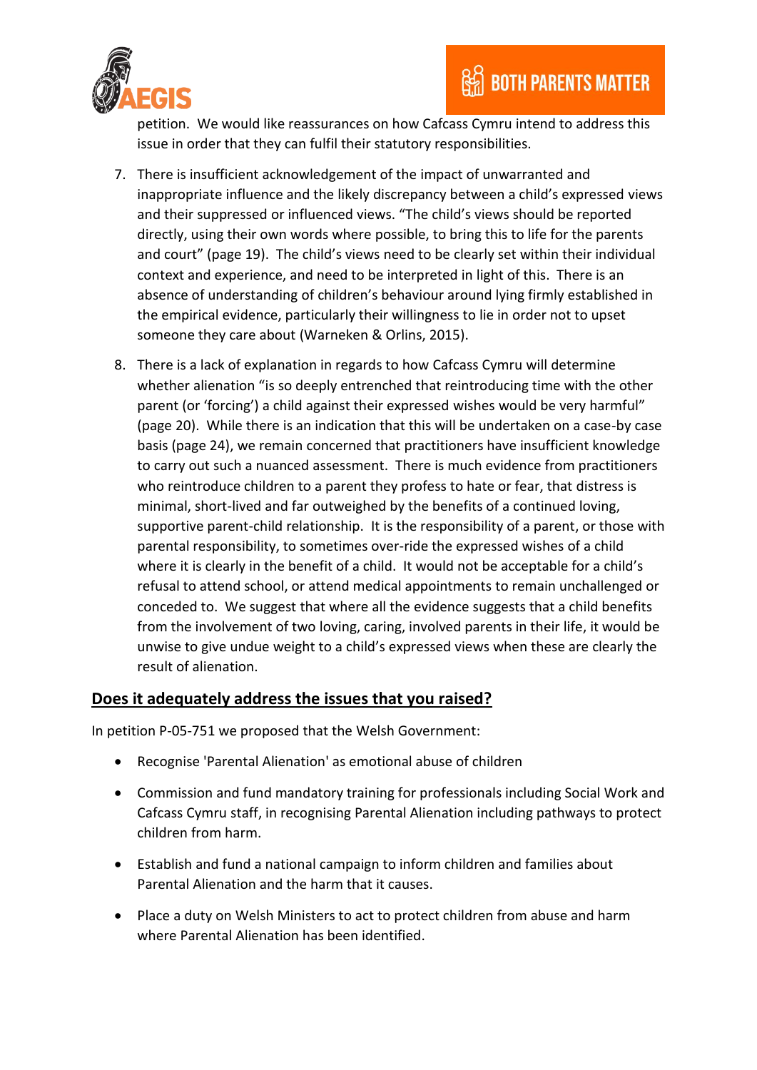petition. We would like reassurances on how Cafcass Cymru intend to address this issue in order that they can fulfil their statutory responsibilities.

7. There is insufficient acknowledgement of the impact of unwarranted and inappropriate influence and the likely discrepancy between a child's expressed views and their suppressed or influenced views. "The child's views should be reported directly, using their own words where possible, to bring this to life for the parents and court" (page 19). The child's views need to be clearly set within their individual context and experience, and need to be interpreted in light of this. There is an absence of understanding of children's behaviour around lying firmly established in the empirical evidence, particularly their willingness to lie in order not to upset someone they care about (Warneken & Orlins, 2015).

8. There is a lack of explanation in regards to how Cafcass Cymru will determine whether alienation "is so deeply entrenched that reintroducing time with the other parent (or 'forcing') a child against their expressed wishes would be very harmful" (page 20). While there is an indication that this will be undertaken on a case-by case basis (page 24), we remain concerned that practitioners have insufficient knowledge to carry out such a nuanced assessment. There is much evidence from practitioners who reintroduce children to a parent they profess to hate or fear, that distress is minimal, short-lived and far outweighed by the benefits of a continued loving, supportive parent-child relationship. It is the responsibility of a parent, or those with parental responsibility, to sometimes over-ride the expressed wishes of a child where it is clearly in the benefit of a child. It would not be acceptable for a child's refusal to attend school, or attend medical appointments to remain unchallenged or conceded to. We suggest that where all the evidence suggests that a child benefits from the involvement of two loving, caring, involved parents in their life, it would be unwise to give undue weight to a child's expressed views when these are clearly the result of alienation.

## Does it adequately address the issues that you raised?

In petition P-05-751 we proposed that the Welsh Government:

- Recognise 'Parental Alienation' as emotional abuse of children
- Commission and fund mandatory training for professionals including Social Work and Cafcass Cymru staff, in recognising Parental Alienation including pathways to protect children from harm.
- Establish and fund a national campaign to inform children and families about Parental Alienation and the harm that it causes.
- Place a duty on Welsh Ministers to act to protect children from abuse and harm where Parental Alienation has been identified.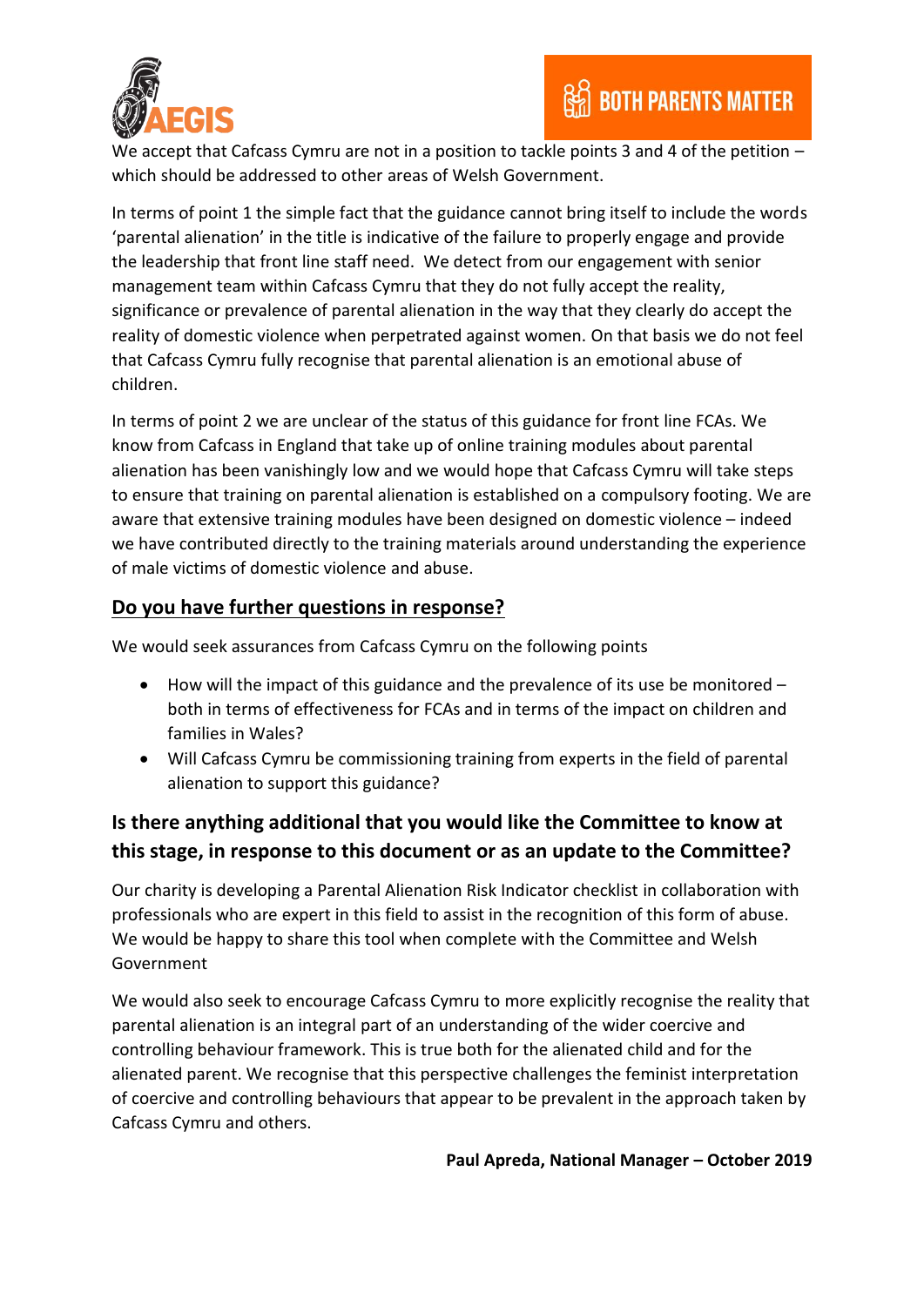We accept that Cafcass Cymru are not in a position to tackle points 3 and 4 of the petition – which should be addressed to other areas of Welsh Government.

In terms of point 1 the simple fact that the guidance cannot bring itself to include the words 'parental alienation' in the title is indicative of the failure to properly engage and provide the leadership that front line staff need. We detect from our engagement with senior management team within Cafcass Cymru that they do not fully accept the reality, significance or prevalence of parental alienation in the way that they clearly do accept the reality of domestic violence when perpetrated against women. On that basis we do not feel that Cafcass Cymru fully recognise that parental alienation is an emotional abuse of children.

In terms of point 2 we are unclear of the status of this guidance for front line FCAs. We know from Cafcass in England that take up of online training modules about parental alienation has been vanishingly low and we would hope that Cafcass Cymru will take steps to ensure that training on parental alienation is established on a compulsory footing. We are aware that extensive training modules have been designed on domestic violence – indeed we have contributed directly to the training materials around understanding the experience of male victims of domestic violence and abuse.

## Do you have further questions in response?

We would seek assurances from Cafcass Cymru on the following points

- How will the impact of this guidance and the prevalence of its use be monitored – both in terms of effectiveness for FCAs and in terms of the impact on children and families in Wales?
- Will Cafcass Cymru be commissioning training from experts in the field of parental alienation to support this guidance?

## Is there anything additional that you would like the Committee to know at this stage, in response to this document or as an update to the Committee?

Our charity is developing a Parental Alienation Risk Indicator checklist in collaboration with professionals who are expert in this field to assist in the recognition of this form of abuse. We would be happy to share this tool when complete with the Committee and Welsh Government

We would also seek to encourage Cafcass Cymru to more explicitly recognise the reality that parental alienation is an integral part of an understanding of the wider coercive and controlling behaviour framework. This is true both for the alienated child and for the alienated parent. We recognise that this perspective challenges the feminist interpretation of coercive and controlling behaviours that appear to be prevalent in the approach taken by Cafcass Cymru and others.

**Paul Apreda, National Manager – October 2019**